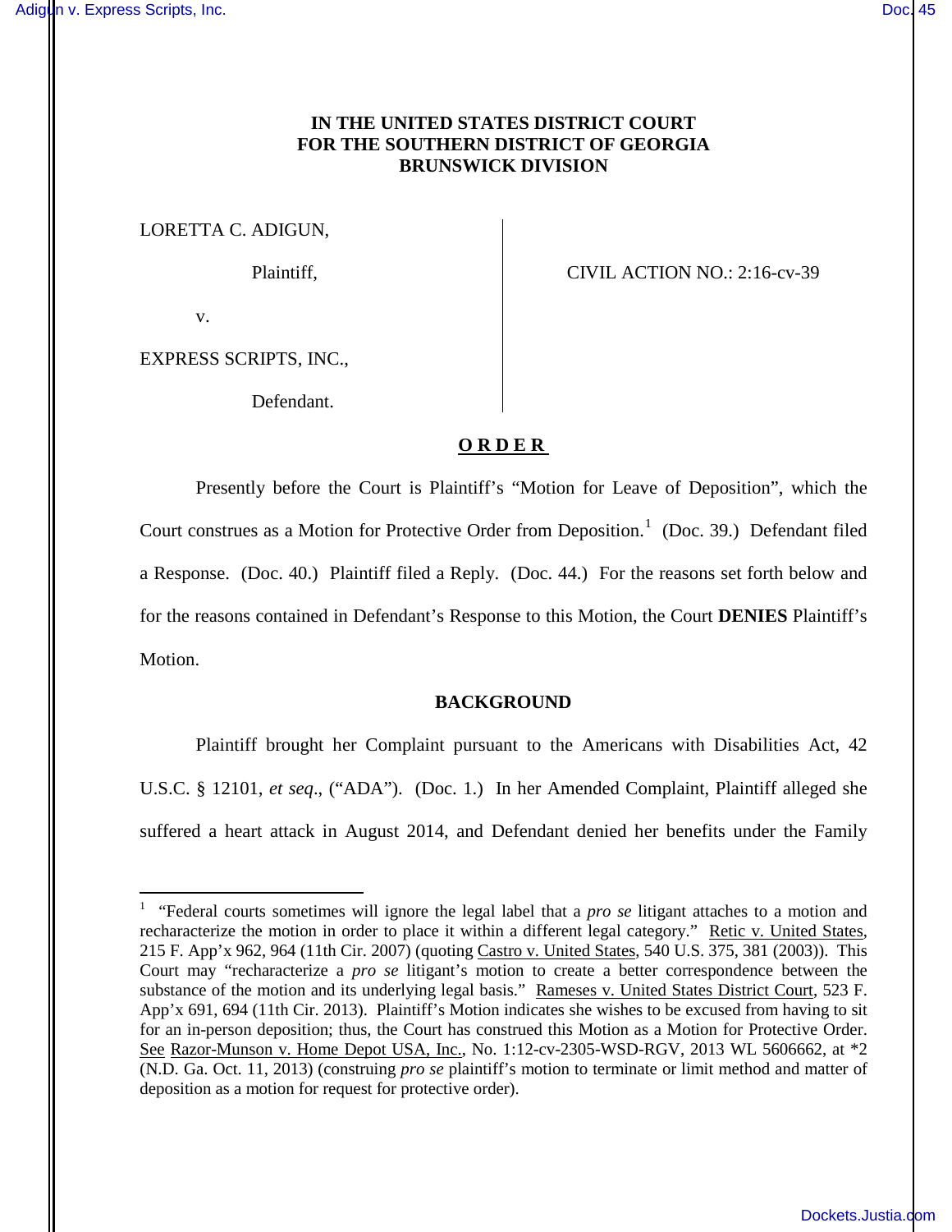**IN THE UNITED STATES DISTRICT COURT FOR THE SOUTHERN DISTRICT OF GEORGIA BRUNSWICK DIVISION**

LORETTA C. ADIGUN,

Plaintiff,

v.

EXPRESS SCRIPTS, INC.,

Defendant.

CIVIL ACTION NO.: 2:16-cv-39

**O R D E R**

Presently before the Court is Plaintiff's "Motion for Leave of Deposition", which the Court construes as a Motion for Protective Order from Deposition.[1] (Doc. 39.) Defendant filed a Response. (Doc. 40.) Plaintiff filed a Reply. (Doc. 44.) For the reasons set forth below and for the reasons contained in Defendant's Response to this Motion, the Court **DENIES** Plaintiff's Motion.

**BACKGROUND**

Plaintiff brought her Complaint pursuant to the Americans with Disabilities Act, 42 U.S.C. § 12101, *et seq*., ("ADA"). (Doc. 1.) In her Amended Complaint, Plaintiff alleged she suffered a heart attack in August 2014, and Defendant denied her benefits under the Family

[1] "Federal courts sometimes will ignore the legal label that a *pro se* litigant attaches to a motion and recharacterize the motion in order to place it within a different legal category." Retic v. United States, 215 F. App'x 962, 964 (11th Cir. 2007) (quoting Castro v. United States, 540 U.S. 375, 381 (2003)). This Court may "recharacterize a *pro se* litigant's motion to create a better correspondence between the substance of the motion and its underlying legal basis." Rameses v. United States District Court, 523 F. App'x 691, 694 (11th Cir. 2013). Plaintiff's Motion indicates she wishes to be excused from having to sit for an in-person deposition; thus, the Court has construed this Motion as a Motion for Protective Order. See Razor-Munson v. Home Depot USA, Inc., No. 1:12-cv-2305-WSD-RGV, 2013 WL 5606662, at *2 (N.D. Ga. Oct. 11, 2013) (construing *pro se* plaintiff's motion to terminate or limit method and matter of deposition as a motion for request for protective order).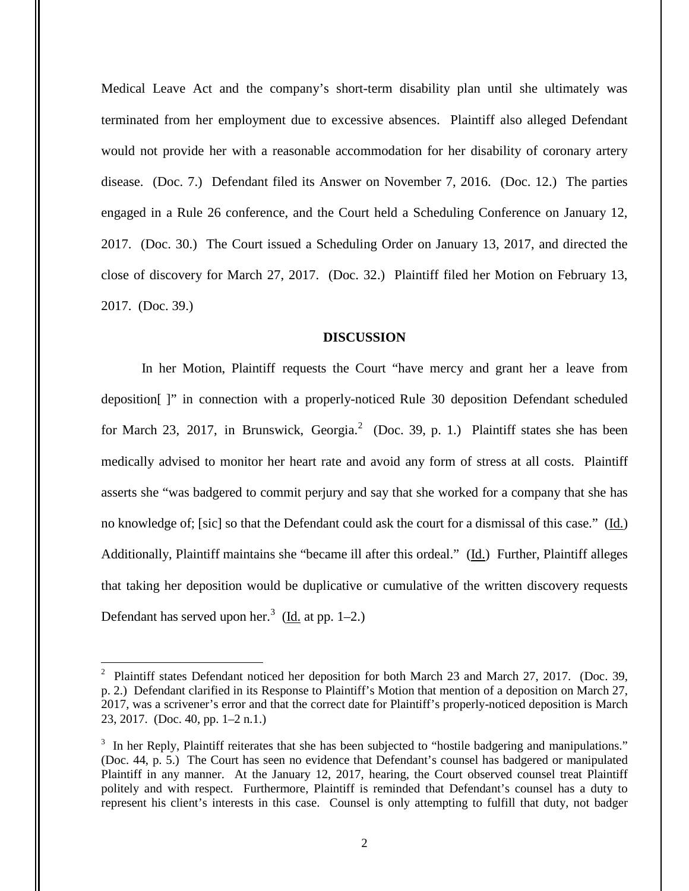Medical Leave Act and the company's short-term disability plan until she ultimately was terminated from her employment due to excessive absences. Plaintiff also alleged Defendant would not provide her with a reasonable accommodation for her disability of coronary artery disease. (Doc. 7.) Defendant filed its Answer on November 7, 2016. (Doc. 12.) The parties engaged in a Rule 26 conference, and the Court held a Scheduling Conference on January 12, 2017. (Doc. 30.) The Court issued a Scheduling Order on January 13, 2017, and directed the close of discovery for March 27, 2017. (Doc. 32.) Plaintiff filed her Motion on February 13, 2017. (Doc. 39.)

**DISCUSSION**

In her Motion, Plaintiff requests the Court "have mercy and grant her a leave from deposition[ ]" in connection with a properly-noticed Rule 30 deposition Defendant scheduled for March 23, 2017, in Brunswick, Georgia.[2] (Doc. 39, p. 1.) Plaintiff states she has been medically advised to monitor her heart rate and avoid any form of stress at all costs. Plaintiff asserts she "was badgered to commit perjury and say that she worked for a company that she has no knowledge of; [sic] so that the Defendant could ask the court for a dismissal of this case." (Id.) Additionally, Plaintiff maintains she "became ill after this ordeal." (Id.) Further, Plaintiff alleges that taking her deposition would be duplicative or cumulative of the written discovery requests Defendant has served upon her.[3] (Id. at pp. 1–2.)

[2] Plaintiff states Defendant noticed her deposition for both March 23 and March 27, 2017. (Doc. 39, p. 2.) Defendant clarified in its Response to Plaintiff's Motion that mention of a deposition on March 27, 2017, was a scrivener's error and that the correct date for Plaintiff's properly-noticed deposition is March 23, 2017. (Doc. 40, pp. 1–2 n.1.)

[3] In her Reply, Plaintiff reiterates that she has been subjected to "hostile badgering and manipulations." (Doc. 44, p. 5.) The Court has seen no evidence that Defendant's counsel has badgered or manipulated Plaintiff in any manner. At the January 12, 2017, hearing, the Court observed counsel treat Plaintiff politely and with respect. Furthermore, Plaintiff is reminded that Defendant's counsel has a duty to represent his client's interests in this case. Counsel is only attempting to fulfill that duty, not badger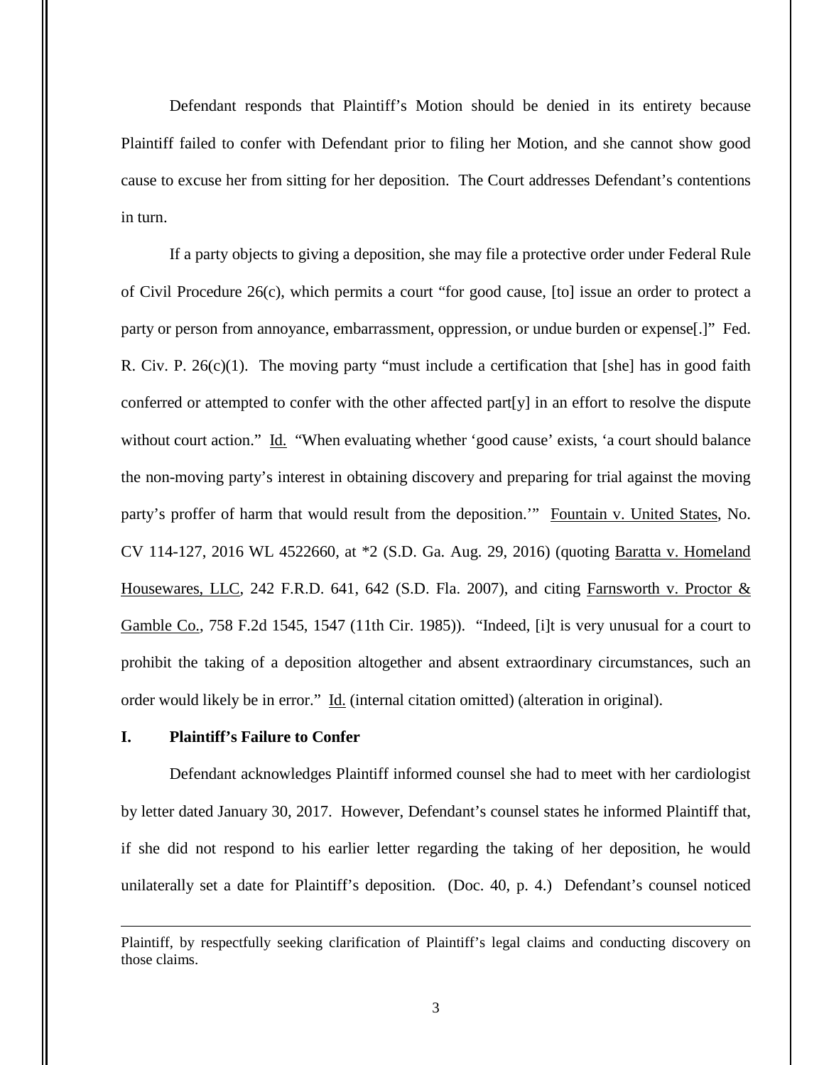Defendant responds that Plaintiff's Motion should be denied in its entirety because Plaintiff failed to confer with Defendant prior to filing her Motion, and she cannot show good cause to excuse her from sitting for her deposition. The Court addresses Defendant's contentions in turn.

If a party objects to giving a deposition, she may file a protective order under Federal Rule of Civil Procedure 26(c), which permits a court "for good cause, [to] issue an order to protect a party or person from annoyance, embarrassment, oppression, or undue burden or expense[.]" Fed. R. Civ. P. 26(c)(1). The moving party "must include a certification that [she] has in good faith conferred or attempted to confer with the other affected part[y] in an effort to resolve the dispute without court action." Id. "When evaluating whether 'good cause' exists, 'a court should balance the non-moving party's interest in obtaining discovery and preparing for trial against the moving party's proffer of harm that would result from the deposition.'" Fountain v. United States, No. CV 114-127, 2016 WL 4522660, at *2 (S.D. Ga. Aug. 29, 2016) (quoting Baratta v. Homeland Housewares, LLC, 242 F.R.D. 641, 642 (S.D. Fla. 2007), and citing Farnsworth v. Proctor & Gamble Co., 758 F.2d 1545, 1547 (11th Cir. 1985)). "Indeed, [i]t is very unusual for a court to prohibit the taking of a deposition altogether and absent extraordinary circumstances, such an order would likely be in error." Id. (internal citation omitted) (alteration in original).

## I. Plaintiff's Failure to Confer

Defendant acknowledges Plaintiff informed counsel she had to meet with her cardiologist by letter dated January 30, 2017. However, Defendant's counsel states he informed Plaintiff that, if she did not respond to his earlier letter regarding the taking of her deposition, he would unilaterally set a date for Plaintiff's deposition. (Doc. 40, p. 4.) Defendant's counsel noticed

---

Plaintiff, by respectfully seeking clarification of Plaintiff's legal claims and conducting discovery on those claims.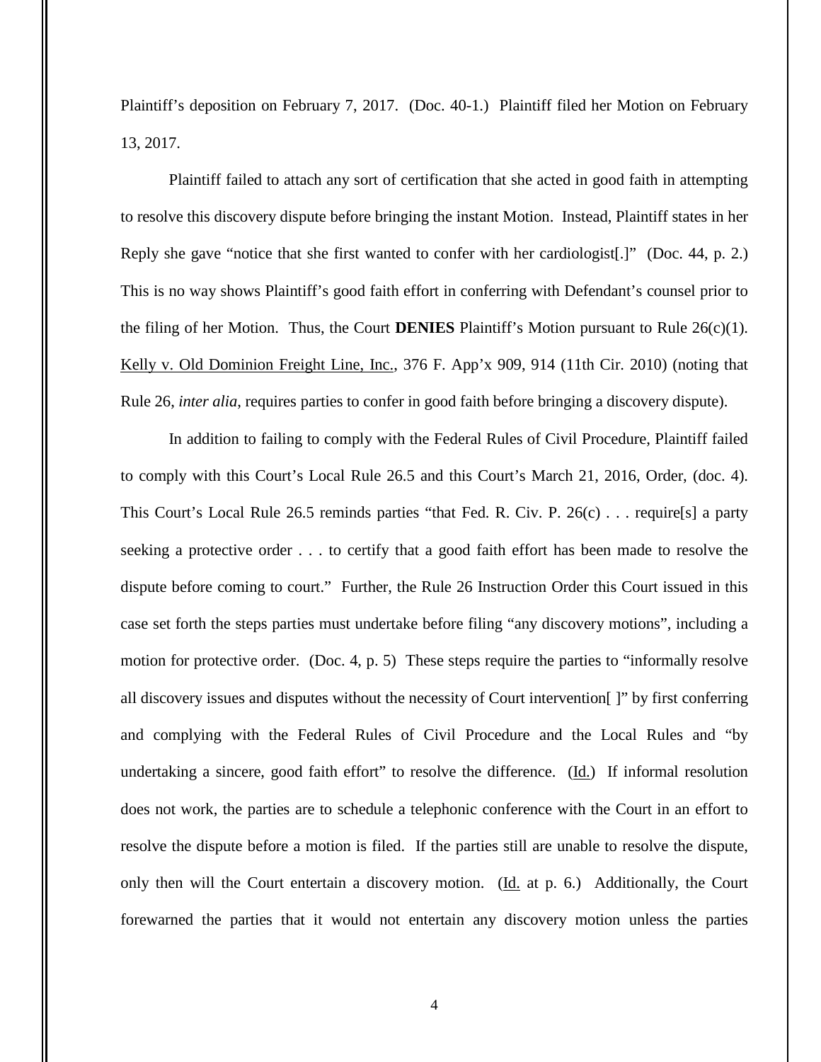Plaintiff's deposition on February 7, 2017. (Doc. 40-1.) Plaintiff filed her Motion on February 13, 2017.

Plaintiff failed to attach any sort of certification that she acted in good faith in attempting to resolve this discovery dispute before bringing the instant Motion. Instead, Plaintiff states in her Reply she gave "notice that she first wanted to confer with her cardiologist[.]" (Doc. 44, p. 2.) This is no way shows Plaintiff's good faith effort in conferring with Defendant's counsel prior to the filing of her Motion. Thus, the Court **DENIES** Plaintiff's Motion pursuant to Rule 26(c)(1). Kelly v. Old Dominion Freight Line, Inc., 376 F. App'x 909, 914 (11th Cir. 2010) (noting that Rule 26, *inter alia*, requires parties to confer in good faith before bringing a discovery dispute).

In addition to failing to comply with the Federal Rules of Civil Procedure, Plaintiff failed to comply with this Court's Local Rule 26.5 and this Court's March 21, 2016, Order, (doc. 4). This Court's Local Rule 26.5 reminds parties "that Fed. R. Civ. P. 26(c) . . . require[s] a party seeking a protective order . . . to certify that a good faith effort has been made to resolve the dispute before coming to court." Further, the Rule 26 Instruction Order this Court issued in this case set forth the steps parties must undertake before filing "any discovery motions", including a motion for protective order. (Doc. 4, p. 5) These steps require the parties to "informally resolve all discovery issues and disputes without the necessity of Court intervention[ ]" by first conferring and complying with the Federal Rules of Civil Procedure and the Local Rules and "by undertaking a sincere, good faith effort" to resolve the difference. (Id.) If informal resolution does not work, the parties are to schedule a telephonic conference with the Court in an effort to resolve the dispute before a motion is filed. If the parties still are unable to resolve the dispute, only then will the Court entertain a discovery motion. (Id. at p. 6.) Additionally, the Court forewarned the parties that it would not entertain any discovery motion unless the parties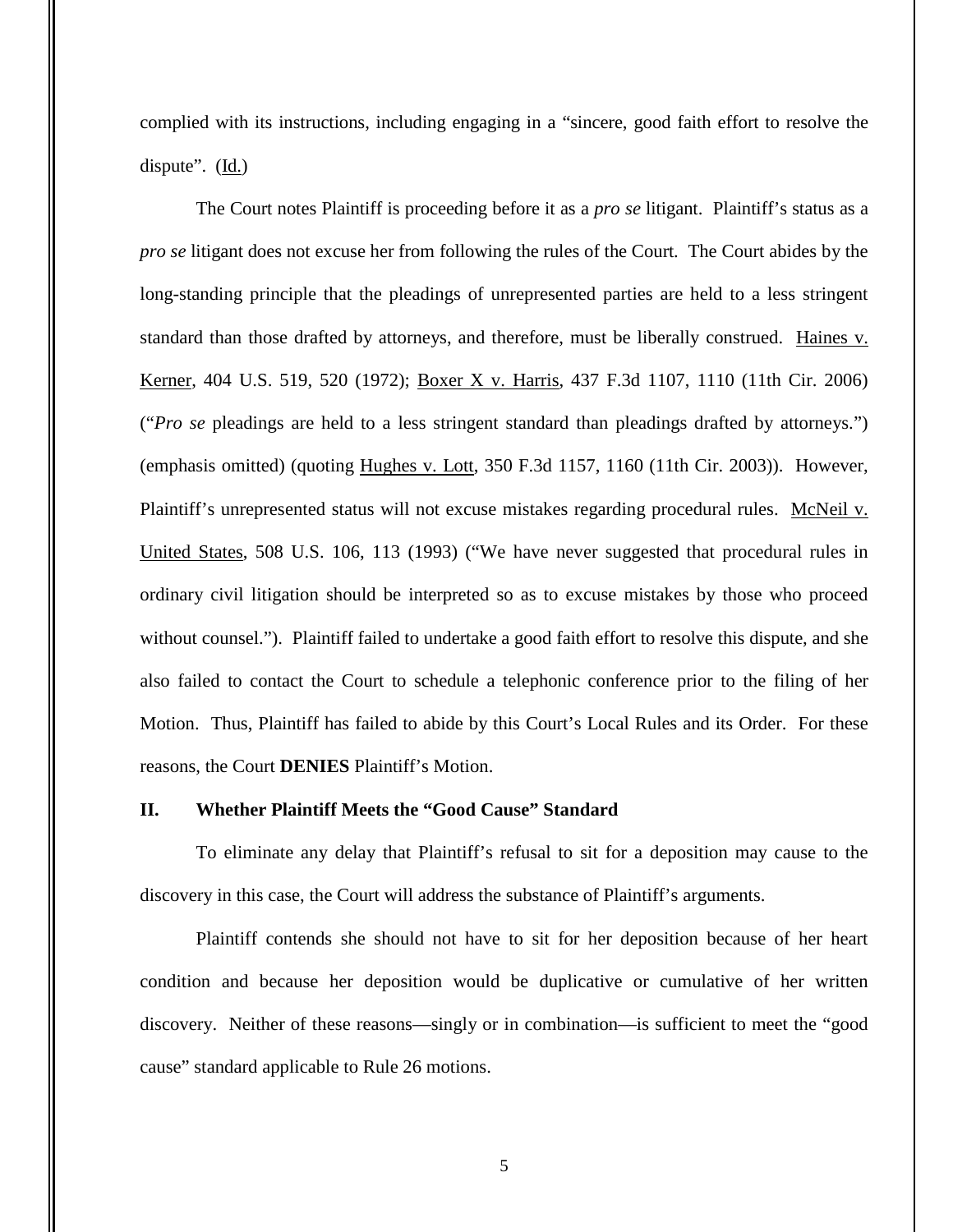complied with its instructions, including engaging in a "sincere, good faith effort to resolve the dispute". (Id.)

The Court notes Plaintiff is proceeding before it as a *pro se* litigant. Plaintiff's status as a *pro se* litigant does not excuse her from following the rules of the Court. The Court abides by the long-standing principle that the pleadings of unrepresented parties are held to a less stringent standard than those drafted by attorneys, and therefore, must be liberally construed. Haines v. Kerner, 404 U.S. 519, 520 (1972); Boxer X v. Harris, 437 F.3d 1107, 1110 (11th Cir. 2006) ("*Pro se* pleadings are held to a less stringent standard than pleadings drafted by attorneys.") (emphasis omitted) (quoting Hughes v. Lott, 350 F.3d 1157, 1160 (11th Cir. 2003)). However, Plaintiff's unrepresented status will not excuse mistakes regarding procedural rules. McNeil v. United States, 508 U.S. 106, 113 (1993) ("We have never suggested that procedural rules in ordinary civil litigation should be interpreted so as to excuse mistakes by those who proceed without counsel."). Plaintiff failed to undertake a good faith effort to resolve this dispute, and she also failed to contact the Court to schedule a telephonic conference prior to the filing of her Motion. Thus, Plaintiff has failed to abide by this Court's Local Rules and its Order. For these reasons, the Court **DENIES** Plaintiff's Motion.

## II. Whether Plaintiff Meets the "Good Cause" Standard

To eliminate any delay that Plaintiff's refusal to sit for a deposition may cause to the discovery in this case, the Court will address the substance of Plaintiff's arguments.

Plaintiff contends she should not have to sit for her deposition because of her heart condition and because her deposition would be duplicative or cumulative of her written discovery. Neither of these reasons—singly or in combination—is sufficient to meet the "good cause" standard applicable to Rule 26 motions.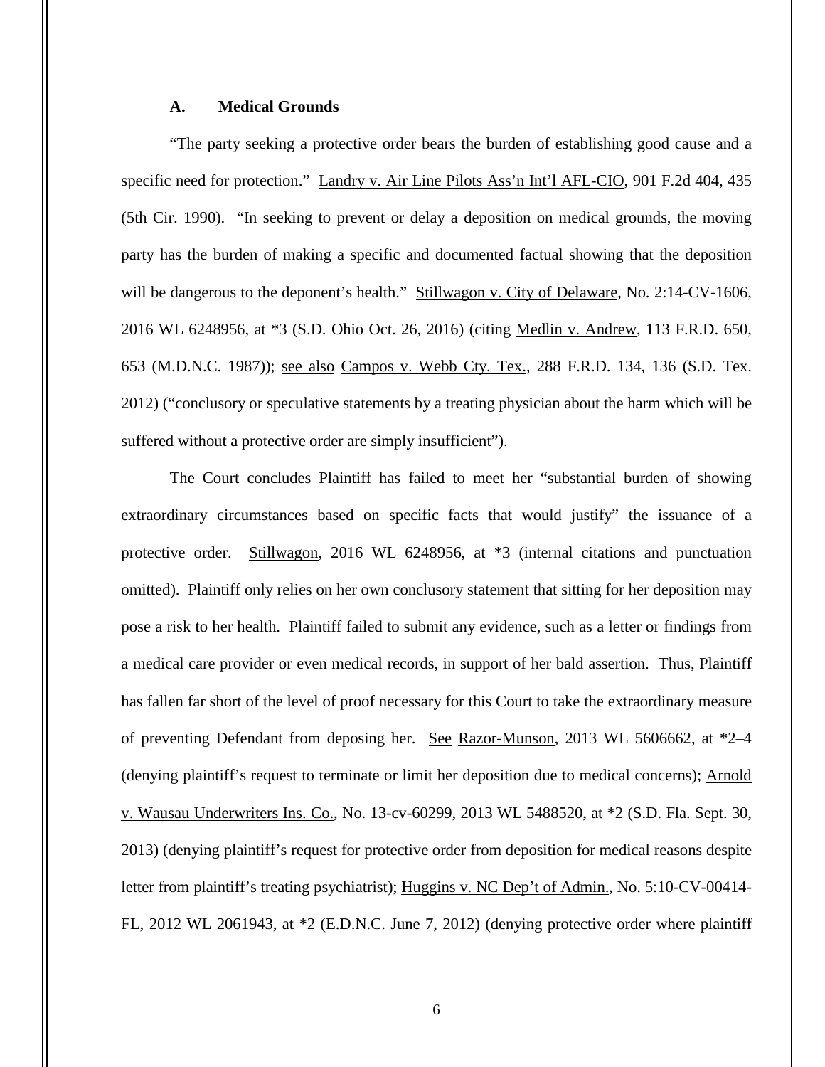### A. Medical Grounds

"The party seeking a protective order bears the burden of establishing good cause and a specific need for protection." Landry v. Air Line Pilots Ass'n Int'l AFL-CIO, 901 F.2d 404, 435 (5th Cir. 1990). "In seeking to prevent or delay a deposition on medical grounds, the moving party has the burden of making a specific and documented factual showing that the deposition will be dangerous to the deponent's health." Stillwagon v. City of Delaware, No. 2:14-CV-1606, 2016 WL 6248956, at *3 (S.D. Ohio Oct. 26, 2016) (citing Medlin v. Andrew, 113 F.R.D. 650, 653 (M.D.N.C. 1987)); see also Campos v. Webb Cty. Tex., 288 F.R.D. 134, 136 (S.D. Tex. 2012) ("conclusory or speculative statements by a treating physician about the harm which will be suffered without a protective order are simply insufficient").

The Court concludes Plaintiff has failed to meet her "substantial burden of showing extraordinary circumstances based on specific facts that would justify" the issuance of a protective order. Stillwagon, 2016 WL 6248956, at *3 (internal citations and punctuation omitted). Plaintiff only relies on her own conclusory statement that sitting for her deposition may pose a risk to her health. Plaintiff failed to submit any evidence, such as a letter or findings from a medical care provider or even medical records, in support of her bald assertion. Thus, Plaintiff has fallen far short of the level of proof necessary for this Court to take the extraordinary measure of preventing Defendant from deposing her. See Razor-Munson, 2013 WL 5606662, at *2–4 (denying plaintiff's request to terminate or limit her deposition due to medical concerns); Arnold v. Wausau Underwriters Ins. Co., No. 13-cv-60299, 2013 WL 5488520, at *2 (S.D. Fla. Sept. 30, 2013) (denying plaintiff's request for protective order from deposition for medical reasons despite letter from plaintiff's treating psychiatrist); Huggins v. NC Dep't of Admin., No. 5:10-CV-00414-FL, 2012 WL 2061943, at *2 (E.D.N.C. June 7, 2012) (denying protective order where plaintiff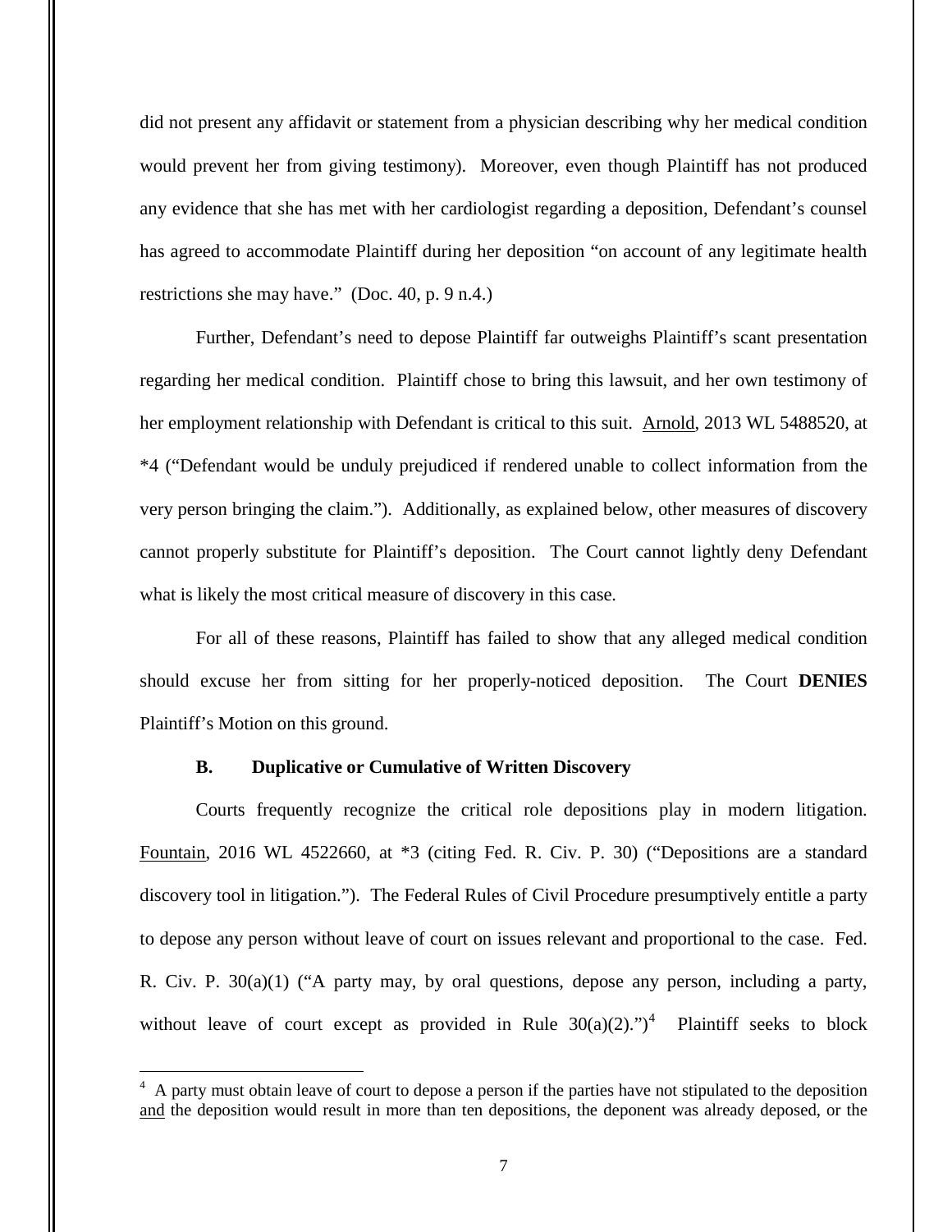did not present any affidavit or statement from a physician describing why her medical condition would prevent her from giving testimony). Moreover, even though Plaintiff has not produced any evidence that she has met with her cardiologist regarding a deposition, Defendant's counsel has agreed to accommodate Plaintiff during her deposition "on account of any legitimate health restrictions she may have." (Doc. 40, p. 9 n.4.)

Further, Defendant's need to depose Plaintiff far outweighs Plaintiff's scant presentation regarding her medical condition. Plaintiff chose to bring this lawsuit, and her own testimony of her employment relationship with Defendant is critical to this suit. Arnold, 2013 WL 5488520, at *4 ("Defendant would be unduly prejudiced if rendered unable to collect information from the very person bringing the claim."). Additionally, as explained below, other measures of discovery cannot properly substitute for Plaintiff's deposition. The Court cannot lightly deny Defendant what is likely the most critical measure of discovery in this case.

For all of these reasons, Plaintiff has failed to show that any alleged medical condition should excuse her from sitting for her properly-noticed deposition. The Court **DENIES** Plaintiff's Motion on this ground.

### B. Duplicative or Cumulative of Written Discovery

Courts frequently recognize the critical role depositions play in modern litigation. Fountain, 2016 WL 4522660, at *3 (citing Fed. R. Civ. P. 30) ("Depositions are a standard discovery tool in litigation."). The Federal Rules of Civil Procedure presumptively entitle a party to depose any person without leave of court on issues relevant and proportional to the case. Fed. R. Civ. P. 30(a)(1) ("A party may, by oral questions, depose any person, including a party, without leave of court except as provided in Rule 30(a)(2).")[4] Plaintiff seeks to block

---

[4] A party must obtain leave of court to depose a person if the parties have not stipulated to the deposition and the deposition would result in more than ten depositions, the deponent was already deposed, or the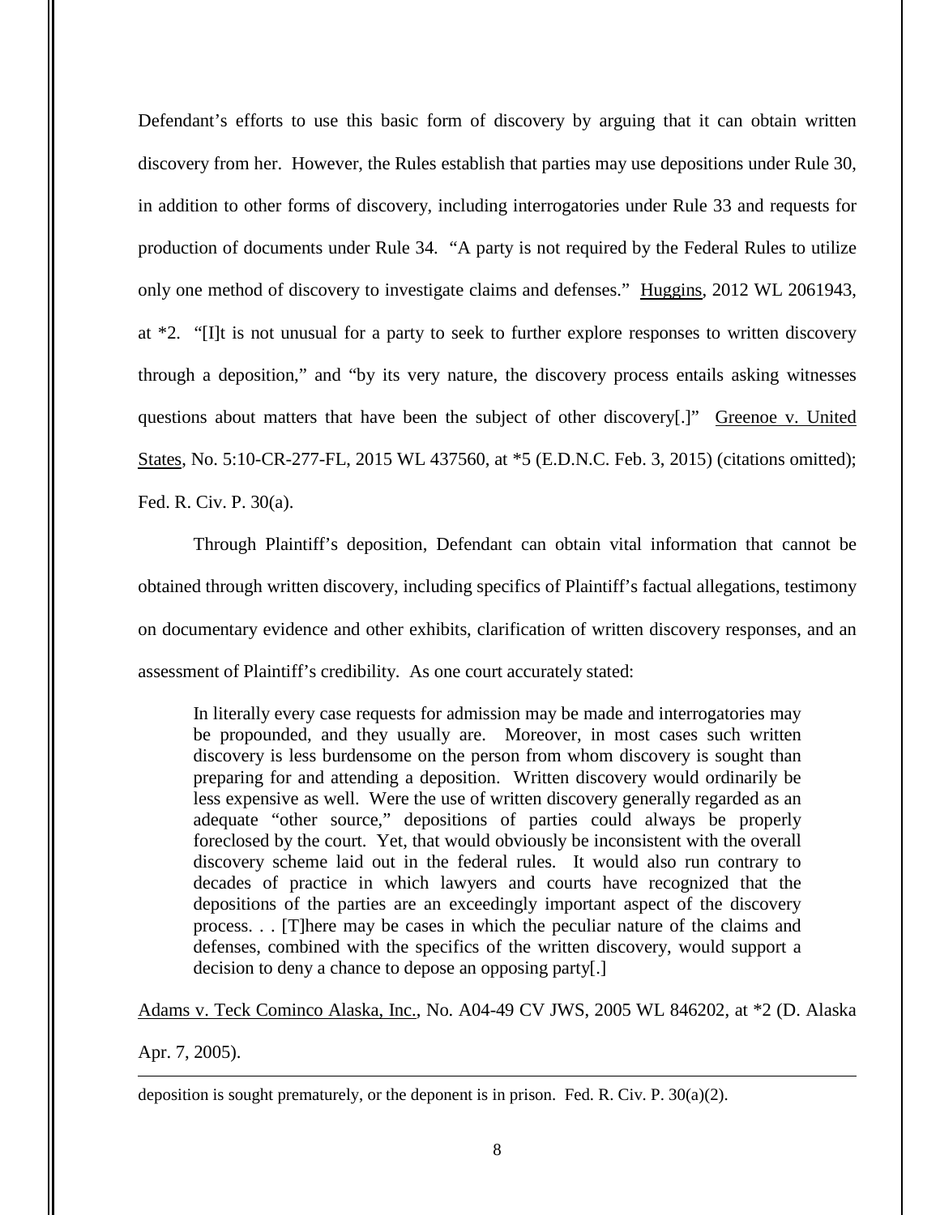Defendant's efforts to use this basic form of discovery by arguing that it can obtain written discovery from her. However, the Rules establish that parties may use depositions under Rule 30, in addition to other forms of discovery, including interrogatories under Rule 33 and requests for production of documents under Rule 34. "A party is not required by the Federal Rules to utilize only one method of discovery to investigate claims and defenses." Huggins, 2012 WL 2061943, at *2. "[I]t is not unusual for a party to seek to further explore responses to written discovery through a deposition," and "by its very nature, the discovery process entails asking witnesses questions about matters that have been the subject of other discovery[.]" Greenoe v. United States, No. 5:10-CR-277-FL, 2015 WL 437560, at *5 (E.D.N.C. Feb. 3, 2015) (citations omitted); Fed. R. Civ. P. 30(a).

Through Plaintiff's deposition, Defendant can obtain vital information that cannot be obtained through written discovery, including specifics of Plaintiff's factual allegations, testimony on documentary evidence and other exhibits, clarification of written discovery responses, and an assessment of Plaintiff's credibility. As one court accurately stated:

> In literally every case requests for admission may be made and interrogatories may be propounded, and they usually are. Moreover, in most cases such written discovery is less burdensome on the person from whom discovery is sought than preparing for and attending a deposition. Written discovery would ordinarily be less expensive as well. Were the use of written discovery generally regarded as an adequate "other source," depositions of parties could always be properly foreclosed by the court. Yet, that would obviously be inconsistent with the overall discovery scheme laid out in the federal rules. It would also run contrary to decades of practice in which lawyers and courts have recognized that the depositions of the parties are an exceedingly important aspect of the discovery process. . . [T]here may be cases in which the peculiar nature of the claims and defenses, combined with the specifics of the written discovery, would support a decision to deny a chance to depose an opposing party[.]

Adams v. Teck Cominco Alaska, Inc., No. A04-49 CV JWS, 2005 WL 846202, at *2 (D. Alaska Apr. 7, 2005).

---

deposition is sought prematurely, or the deponent is in prison. Fed. R. Civ. P. 30(a)(2).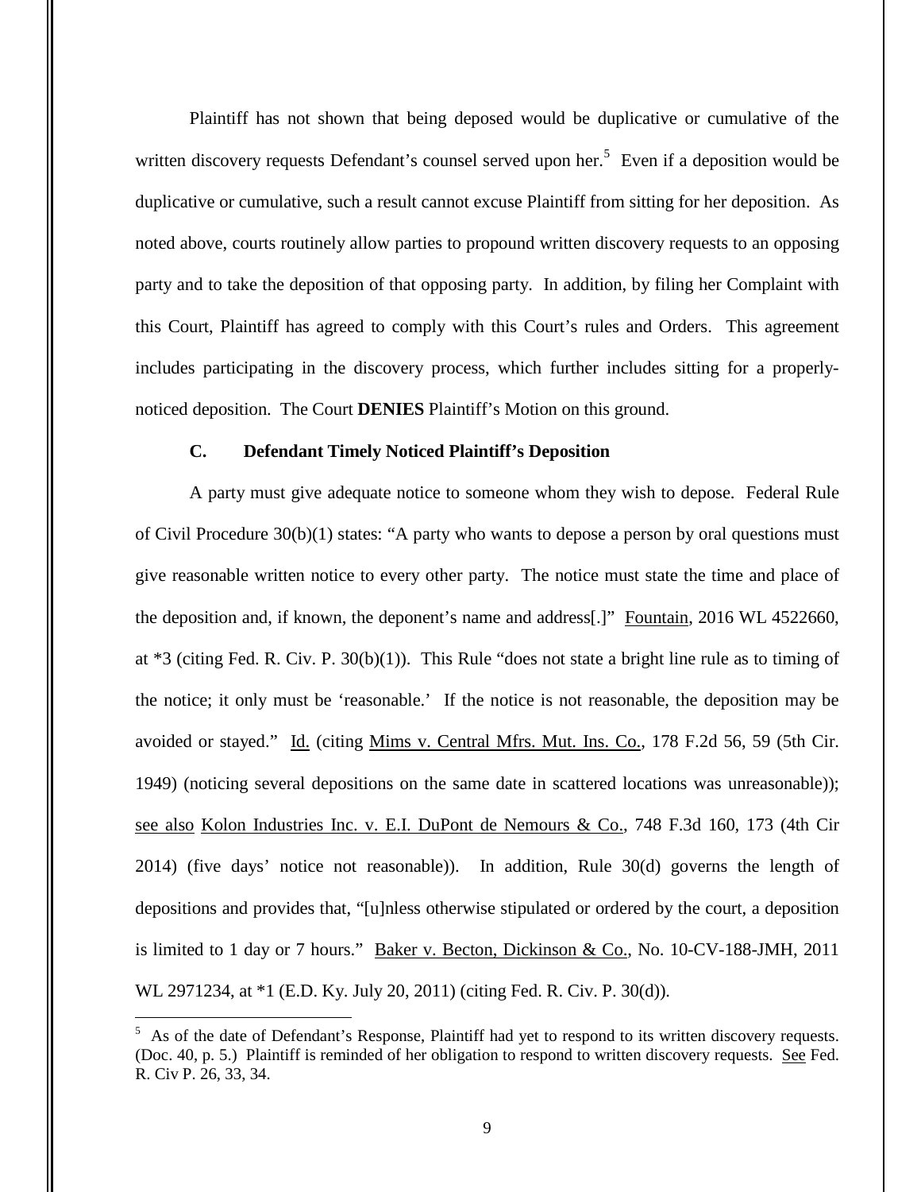Plaintiff has not shown that being deposed would be duplicative or cumulative of the written discovery requests Defendant's counsel served upon her.[5] Even if a deposition would be duplicative or cumulative, such a result cannot excuse Plaintiff from sitting for her deposition. As noted above, courts routinely allow parties to propound written discovery requests to an opposing party and to take the deposition of that opposing party. In addition, by filing her Complaint with this Court, Plaintiff has agreed to comply with this Court's rules and Orders. This agreement includes participating in the discovery process, which further includes sitting for a properly-noticed deposition. The Court **DENIES** Plaintiff's Motion on this ground.

### C. Defendant Timely Noticed Plaintiff's Deposition

A party must give adequate notice to someone whom they wish to depose. Federal Rule of Civil Procedure 30(b)(1) states: "A party who wants to depose a person by oral questions must give reasonable written notice to every other party. The notice must state the time and place of the deposition and, if known, the deponent's name and address[.]" Fountain, 2016 WL 4522660, at *3 (citing Fed. R. Civ. P. 30(b)(1)). This Rule "does not state a bright line rule as to timing of the notice; it only must be 'reasonable.' If the notice is not reasonable, the deposition may be avoided or stayed." Id. (citing Mims v. Central Mfrs. Mut. Ins. Co., 178 F.2d 56, 59 (5th Cir. 1949) (noticing several depositions on the same date in scattered locations was unreasonable)); see also Kolon Industries Inc. v. E.I. DuPont de Nemours & Co., 748 F.3d 160, 173 (4th Cir 2014) (five days' notice not reasonable)). In addition, Rule 30(d) governs the length of depositions and provides that, "[u]nless otherwise stipulated or ordered by the court, a deposition is limited to 1 day or 7 hours." Baker v. Becton, Dickinson & Co., No. 10-CV-188-JMH, 2011 WL 2971234, at *1 (E.D. Ky. July 20, 2011) (citing Fed. R. Civ. P. 30(d)).

---

[5] As of the date of Defendant's Response, Plaintiff had yet to respond to its written discovery requests. (Doc. 40, p. 5.) Plaintiff is reminded of her obligation to respond to written discovery requests. See Fed. R. Civ P. 26, 33, 34.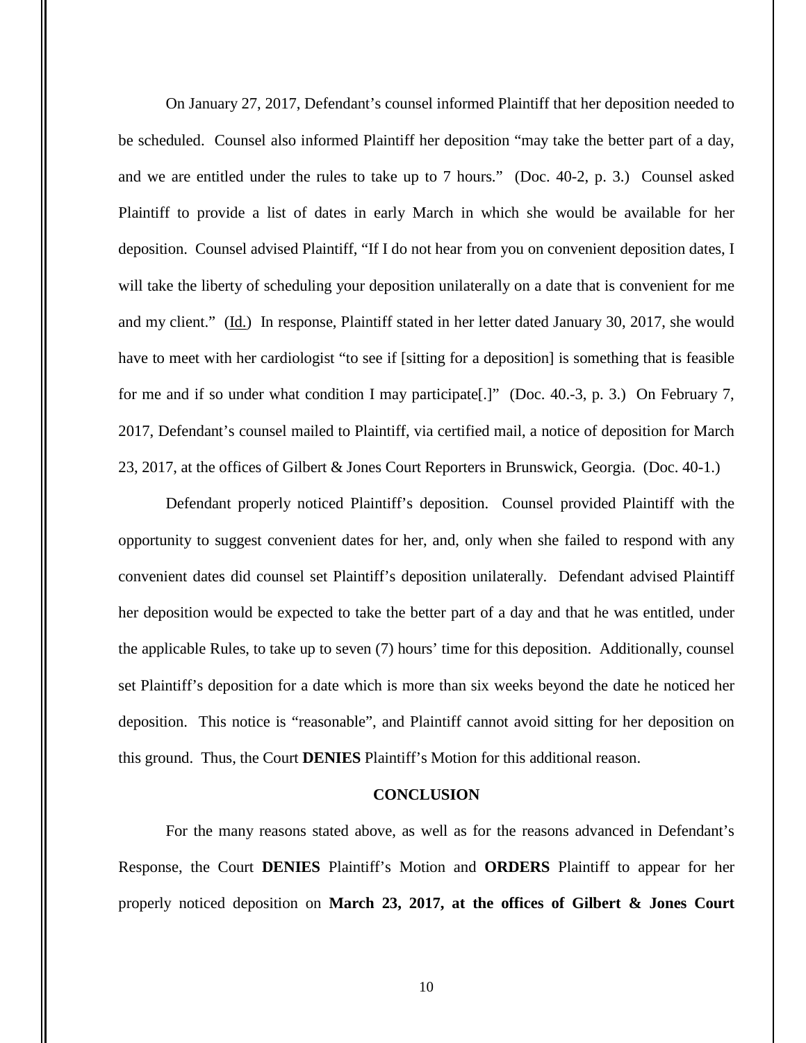On January 27, 2017, Defendant's counsel informed Plaintiff that her deposition needed to be scheduled. Counsel also informed Plaintiff her deposition "may take the better part of a day, and we are entitled under the rules to take up to 7 hours." (Doc. 40-2, p. 3.) Counsel asked Plaintiff to provide a list of dates in early March in which she would be available for her deposition. Counsel advised Plaintiff, "If I do not hear from you on convenient deposition dates, I will take the liberty of scheduling your deposition unilaterally on a date that is convenient for me and my client." (Id.) In response, Plaintiff stated in her letter dated January 30, 2017, she would have to meet with her cardiologist "to see if [sitting for a deposition] is something that is feasible for me and if so under what condition I may participate[.]" (Doc. 40.-3, p. 3.) On February 7, 2017, Defendant's counsel mailed to Plaintiff, via certified mail, a notice of deposition for March 23, 2017, at the offices of Gilbert & Jones Court Reporters in Brunswick, Georgia. (Doc. 40-1.)

Defendant properly noticed Plaintiff's deposition. Counsel provided Plaintiff with the opportunity to suggest convenient dates for her, and, only when she failed to respond with any convenient dates did counsel set Plaintiff's deposition unilaterally. Defendant advised Plaintiff her deposition would be expected to take the better part of a day and that he was entitled, under the applicable Rules, to take up to seven (7) hours' time for this deposition. Additionally, counsel set Plaintiff's deposition for a date which is more than six weeks beyond the date he noticed her deposition. This notice is "reasonable", and Plaintiff cannot avoid sitting for her deposition on this ground. Thus, the Court **DENIES** Plaintiff's Motion for this additional reason.

## CONCLUSION

For the many reasons stated above, as well as for the reasons advanced in Defendant's Response, the Court **DENIES** Plaintiff's Motion and **ORDERS** Plaintiff to appear for her properly noticed deposition on **March 23, 2017, at the offices of Gilbert & Jones Court**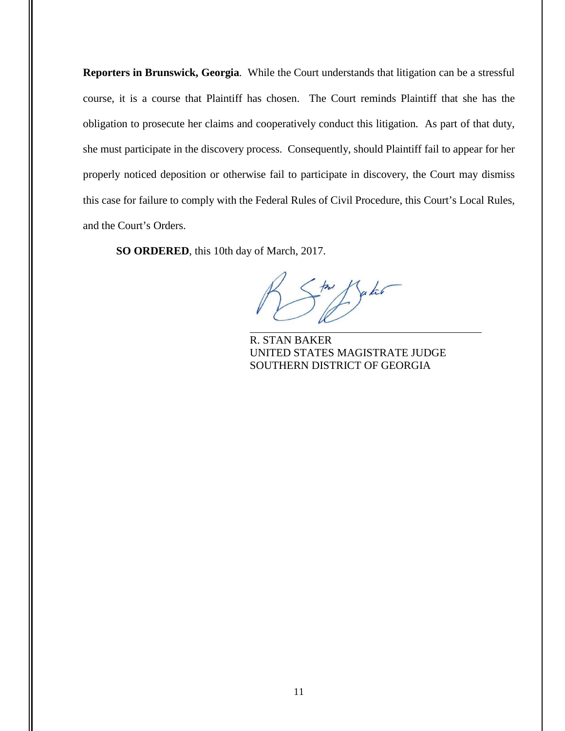**Reporters in Brunswick, Georgia**. While the Court understands that litigation can be a stressful course, it is a course that Plaintiff has chosen. The Court reminds Plaintiff that she has the obligation to prosecute her claims and cooperatively conduct this litigation. As part of that duty, she must participate in the discovery process. Consequently, should Plaintiff fail to appear for her properly noticed deposition or otherwise fail to participate in discovery, the Court may dismiss this case for failure to comply with the Federal Rules of Civil Procedure, this Court's Local Rules, and the Court's Orders.

**SO ORDERED**, this 10th day of March, 2017.

R. STAN BAKER
UNITED STATES MAGISTRATE JUDGE
SOUTHERN DISTRICT OF GEORGIA